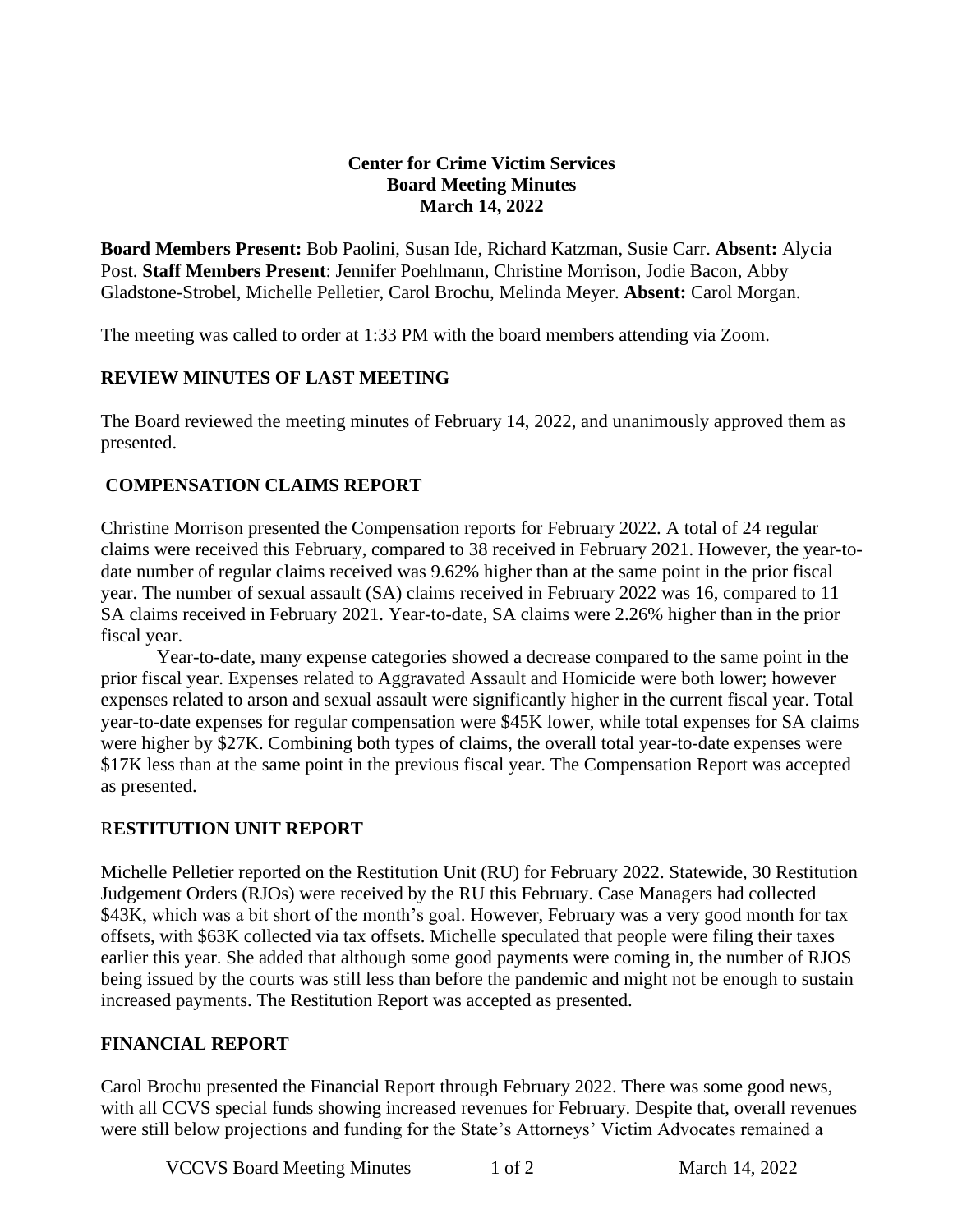# Center for Crime Victim Services
## Board Meeting Minutes
### March 14, 2022

**Board Members Present:** Bob Paolini, Susan Ide, Richard Katzman, Susie Carr. **Absent:** Alycia Post. **Staff Members Present**: Jennifer Poehlmann, Christine Morrison, Jodie Bacon, Abby Gladstone-Strobel, Michelle Pelletier, Carol Brochu, Melinda Meyer. **Absent:** Carol Morgan.

The meeting was called to order at 1:33 PM with the board members attending via Zoom.

## REVIEW MINUTES OF LAST MEETING

The Board reviewed the meeting minutes of February 14, 2022, and unanimously approved them as presented.

## COMPENSATION CLAIMS REPORT

Christine Morrison presented the Compensation reports for February 2022. A total of 24 regular claims were received this February, compared to 38 received in February 2021. However, the year-to-date number of regular claims received was 9.62% higher than at the same point in the prior fiscal year. The number of sexual assault (SA) claims received in February 2022 was 16, compared to 11 SA claims received in February 2021. Year-to-date, SA claims were 2.26% higher than in the prior fiscal year.

Year-to-date, many expense categories showed a decrease compared to the same point in the prior fiscal year. Expenses related to Aggravated Assault and Homicide were both lower; however expenses related to arson and sexual assault were significantly higher in the current fiscal year. Total year-to-date expenses for regular compensation were $45K lower, while total expenses for SA claims were higher by $27K. Combining both types of claims, the overall total year-to-date expenses were $17K less than at the same point in the previous fiscal year. The Compensation Report was accepted as presented.

## RESTITUTION UNIT REPORT

Michelle Pelletier reported on the Restitution Unit (RU) for February 2022. Statewide, 30 Restitution Judgement Orders (RJOs) were received by the RU this February. Case Managers had collected $43K, which was a bit short of the month's goal. However, February was a very good month for tax offsets, with $63K collected via tax offsets. Michelle speculated that people were filing their taxes earlier this year. She added that although some good payments were coming in, the number of RJOS being issued by the courts was still less than before the pandemic and might not be enough to sustain increased payments. The Restitution Report was accepted as presented.

## FINANCIAL REPORT

Carol Brochu presented the Financial Report through February 2022. There was some good news, with all CCVS special funds showing increased revenues for February. Despite that, overall revenues were still below projections and funding for the State's Attorneys' Victim Advocates remained a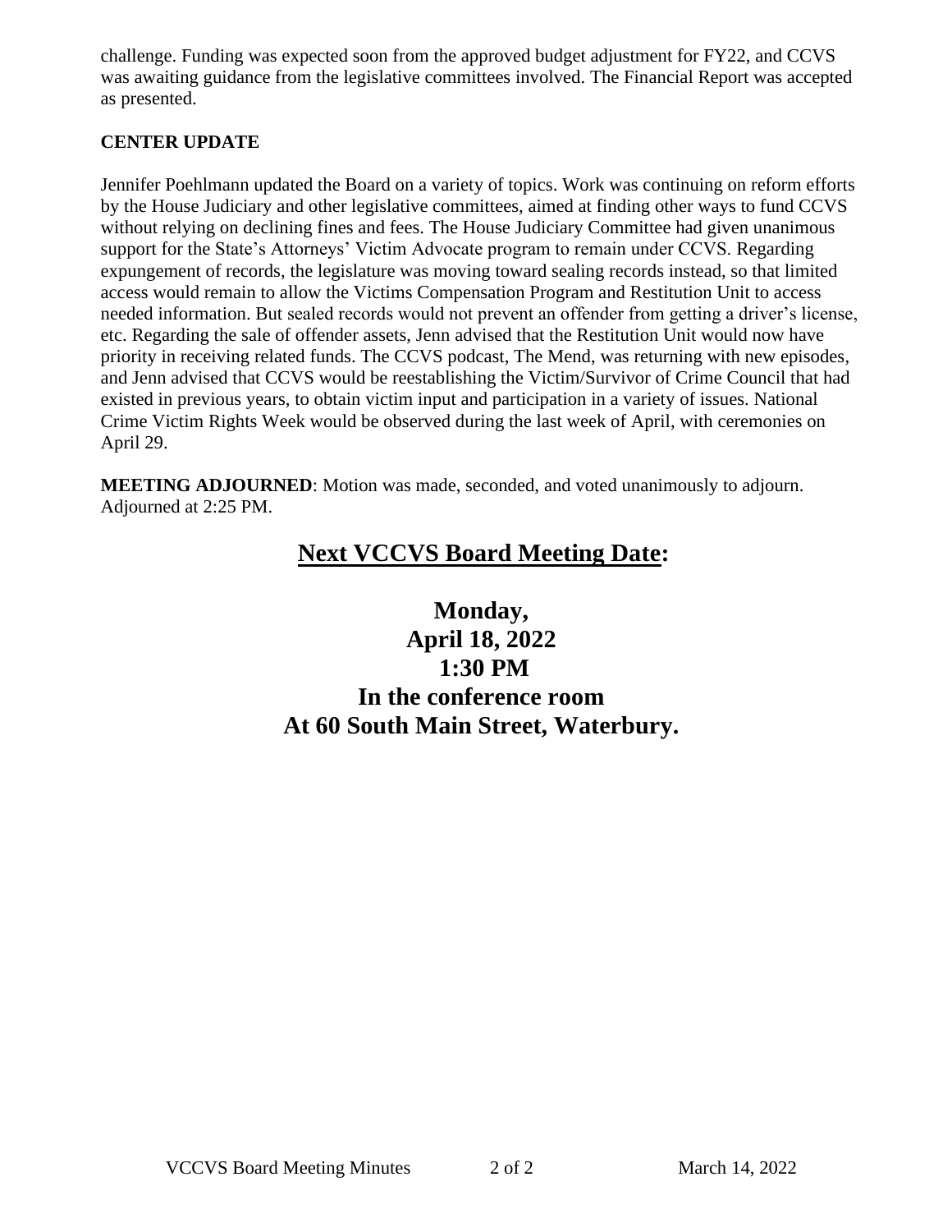challenge. Funding was expected soon from the approved budget adjustment for FY22, and CCVS was awaiting guidance from the legislative committees involved. The Financial Report was accepted as presented.

**CENTER UPDATE**

Jennifer Poehlmann updated the Board on a variety of topics. Work was continuing on reform efforts by the House Judiciary and other legislative committees, aimed at finding other ways to fund CCVS without relying on declining fines and fees. The House Judiciary Committee had given unanimous support for the State's Attorneys' Victim Advocate program to remain under CCVS. Regarding expungement of records, the legislature was moving toward sealing records instead, so that limited access would remain to allow the Victims Compensation Program and Restitution Unit to access needed information. But sealed records would not prevent an offender from getting a driver's license, etc. Regarding the sale of offender assets, Jenn advised that the Restitution Unit would now have priority in receiving related funds. The CCVS podcast, The Mend, was returning with new episodes, and Jenn advised that CCVS would be reestablishing the Victim/Survivor of Crime Council that had existed in previous years, to obtain victim input and participation in a variety of issues. National Crime Victim Rights Week would be observed during the last week of April, with ceremonies on April 29.

**MEETING ADJOURNED**: Motion was made, seconded, and voted unanimously to adjourn. Adjourned at 2:25 PM.

## <u>Next VCCVS Board Meeting Date</u>:

**Monday,**
**April 18, 2022**
**1:30 PM**
**In the conference room**
**At 60 South Main Street, Waterbury.**